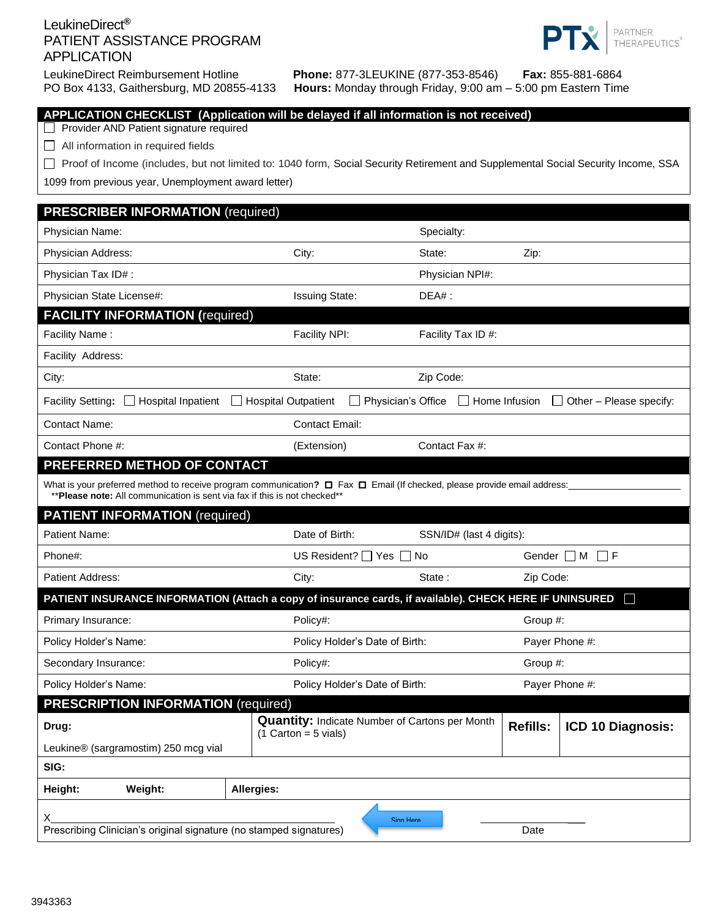LeukineDirect®
PATIENT ASSISTANCE PROGRAM
APPLICATION

PTx PARTNER THERAPEUTICS

LeukineDirect Reimbursement Hotline
PO Box 4133, Gaithersburg, MD 20855-4133

**Phone:** 877-3LEUKINE (877-353-8546) **Fax:** 855-881-6864
**Hours:** Monday through Friday, 9:00 am – 5:00 pm Eastern Time

## APPLICATION CHECKLIST (Application will be delayed if all information is not received)

- ☐ Provider AND Patient signature required
- ☐ All information in required fields
- ☐ Proof of Income (includes, but not limited to: 1040 form, Social Security Retirement and Supplemental Social Security Income, SSA 1099 from previous year, Unemployment award letter)

## PRESCRIBER INFORMATION (required)

| | | | |
|---|---|---|---|
| Physician Name: | | Specialty: | |
| Physician Address: | City: | State: | Zip: |
| Physician Tax ID# : | | Physician NPI#: | |
| Physician State License#: | Issuing State: | DEA# : | |

## FACILITY INFORMATION (required)

| | | |
|---|---|---|
| Facility Name : | Facility NPI: | Facility Tax ID #: |
| Facility Address: | | |
| City: | State: | Zip Code: |
| Contact Name: | Contact Email: | |
| Contact Phone #: | (Extension) | Contact Fax #: |

Facility Setting: ☐ Hospital Inpatient ☐ Hospital Outpatient ☐ Physician's Office ☐ Home Infusion ☐ Other – Please specify:

## PREFERRED METHOD OF CONTACT

What is your preferred method to receive program communication? ☐ Fax ☐ Email (If checked, please provide email address:____________________
**Please note:** All communication is sent via fax if this is not checked**

## PATIENT INFORMATION (required)

| | | | |
|---|---|---|---|
| Patient Name: | Date of Birth: | SSN/ID# (last 4 digits): | |
| Phone#: | US Resident? ☐ Yes ☐ No | | Gender ☐ M ☐ F |
| Patient Address: | City: | State : | Zip Code: |

## PATIENT INSURANCE INFORMATION (Attach a copy of insurance cards, if available). CHECK HERE IF UNINSURED ☐

| | | |
|---|---|---|
| Primary Insurance: | Policy#: | Group #: |
| Policy Holder's Name: | Policy Holder's Date of Birth: | Payer Phone #: |
| Secondary Insurance: | Policy#: | Group #: |
| Policy Holder's Name: | Policy Holder's Date of Birth: | Payer Phone #: |

## PRESCRIPTION INFORMATION (required)

| Drug: | Quantity: Indicate Number of Cartons per Month (1 Carton = 5 vials) | Refills: | ICD 10 Diagnosis: |
|---|---|---|---|
| Leukine® (sargramostim) 250 mcg vial | | | |

**SIG:**

| **Height:** | **Weight:** | **Allergies:** |
|---|---|---|

X______________________________________________ Sign Here ____________
Prescribing Clinician's original signature (no stamped signatures) Date

3943363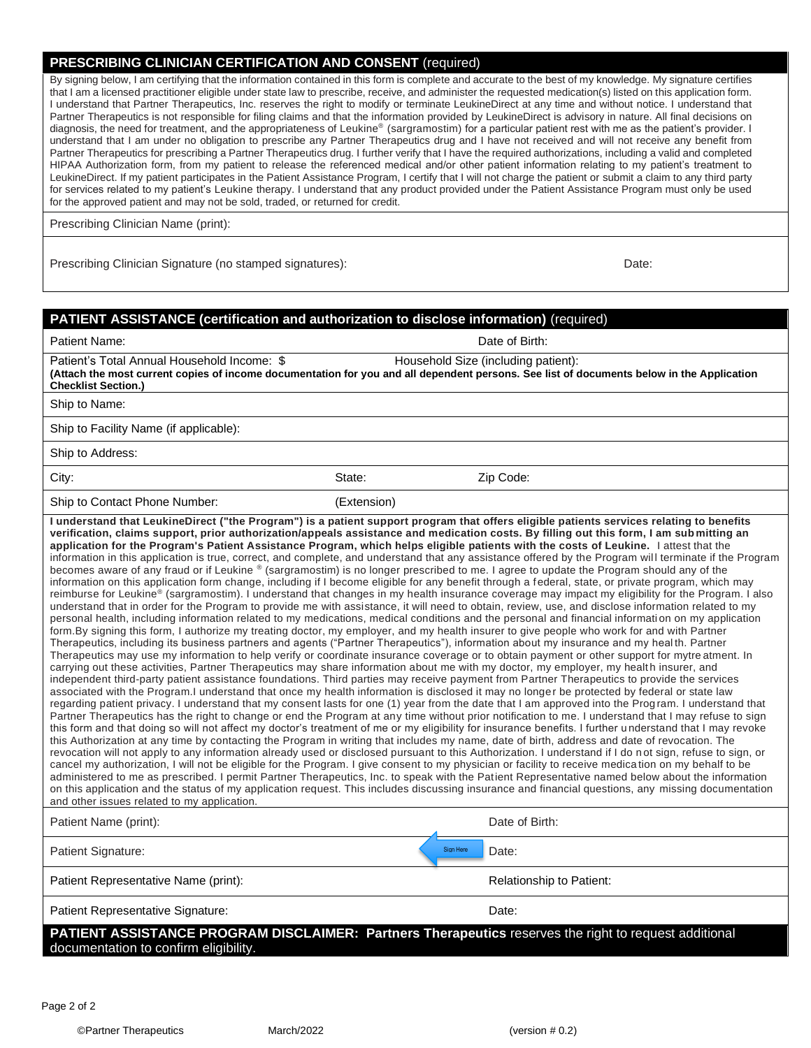## PRESCRIBING CLINICIAN CERTIFICATION AND CONSENT (required)

By signing below, I am certifying that the information contained in this form is complete and accurate to the best of my knowledge. My signature certifies that I am a licensed practitioner eligible under state law to prescribe, receive, and administer the requested medication(s) listed on this application form. I understand that Partner Therapeutics, Inc. reserves the right to modify or terminate LeukineDirect at any time and without notice. I understand that Partner Therapeutics is not responsible for filing claims and that the information provided by LeukineDirect is advisory in nature. All final decisions on diagnosis, the need for treatment, and the appropriateness of Leukine® (sargramostim) for a particular patient rest with me as the patient's provider. I understand that I am under no obligation to prescribe any Partner Therapeutics drug and I have not received and will not receive any benefit from Partner Therapeutics for prescribing a Partner Therapeutics drug. I further verify that I have the required authorizations, including a valid and completed HIPAA Authorization form, from my patient to release the referenced medical and/or other patient information relating to my patient's treatment to LeukineDirect. If my patient participates in the Patient Assistance Program, I certify that I will not charge the patient or submit a claim to any third party for services related to my patient's Leukine therapy. I understand that any product provided under the Patient Assistance Program must only be used for the approved patient and may not be sold, traded, or returned for credit.

| | |
|---|---|
| Prescribing Clinician Name (print): | |
| Prescribing Clinician Signature (no stamped signatures): | Date: |

## PATIENT ASSISTANCE (certification and authorization to disclose information) (required)

| | | |
|---|---|---|
| Patient Name: | | Date of Birth: |
| Patient's Total Annual Household Income: $ | Household Size (including patient): | |

**(Attach the most current copies of income documentation for you and all dependent persons. See list of documents below in the Application Checklist Section.)**

| | | |
|---|---|---|
| Ship to Name: | | |
| Ship to Facility Name (if applicable): | | |
| Ship to Address: | | |
| City: | State: | Zip Code: |
| Ship to Contact Phone Number: | (Extension) | |

**I understand that LeukineDirect ("the Program") is a patient support program that offers eligible patients services relating to benefits verification, claims support, prior authorization/appeals assistance and medication costs. By filling out this form, I am submitting an application for the Program's Patient Assistance Program, which helps eligible patients with the costs of Leukine.** I attest that the information in this application is true, correct, and complete, and understand that any assistance offered by the Program will terminate if the Program becomes aware of any fraud or if Leukine ® (sargramostim) is no longer prescribed to me. I agree to update the Program should any of the information on this application form change, including if I become eligible for any benefit through a federal, state, or private program, which may reimburse for Leukine® (sargramostim). I understand that changes in my health insurance coverage may impact my eligibility for the Program. I also understand that in order for the Program to provide me with assistance, it will need to obtain, review, use, and disclose information related to my personal health, including information related to my medications, medical conditions and the personal and financial information on my application form.By signing this form, I authorize my treating doctor, my employer, and my health insurer to give people who work for and with Partner Therapeutics, including its business partners and agents ("Partner Therapeutics"), information about my insurance and my health. Partner Therapeutics may use my information to help verify or coordinate insurance coverage or to obtain payment or other support for mytre atment. In carrying out these activities, Partner Therapeutics may share information about me with my doctor, my employer, my health insurer, and independent third-party patient assistance foundations. Third parties may receive payment from Partner Therapeutics to provide the services associated with the Program.I understand that once my health information is disclosed it may no longer be protected by federal or state law regarding patient privacy. I understand that my consent lasts for one (1) year from the date that I am approved into the Program. I understand that Partner Therapeutics has the right to change or end the Program at any time without prior notification to me. I understand that I may refuse to sign this form and that doing so will not affect my doctor's treatment of me or my eligibility for insurance benefits. I further understand that I may revoke this Authorization at any time by contacting the Program in writing that includes my name, date of birth, address and date of revocation. The revocation will not apply to any information already used or disclosed pursuant to this Authorization. I understand if I do not sign, refuse to sign, or cancel my authorization, I will not be eligible for the Program. I give consent to my physician or facility to receive medication on my behalf to be administered to me as prescribed. I permit Partner Therapeutics, Inc. to speak with the Patient Representative named below about the information on this application and the status of my application request. This includes discussing insurance and financial questions, any missing documentation and other issues related to my application.

| | |
|---|---|
| Patient Name (print): | Date of Birth: |
| Patient Signature: Sign Here | Date: |
| Patient Representative Name (print): | Relationship to Patient: |
| Patient Representative Signature: | Date: |

**PATIENT ASSISTANCE PROGRAM DISCLAIMER: Partners Therapeutics** reserves the right to request additional documentation to confirm eligibility.

©Partner Therapeutics March/2022 (version # 0.2)